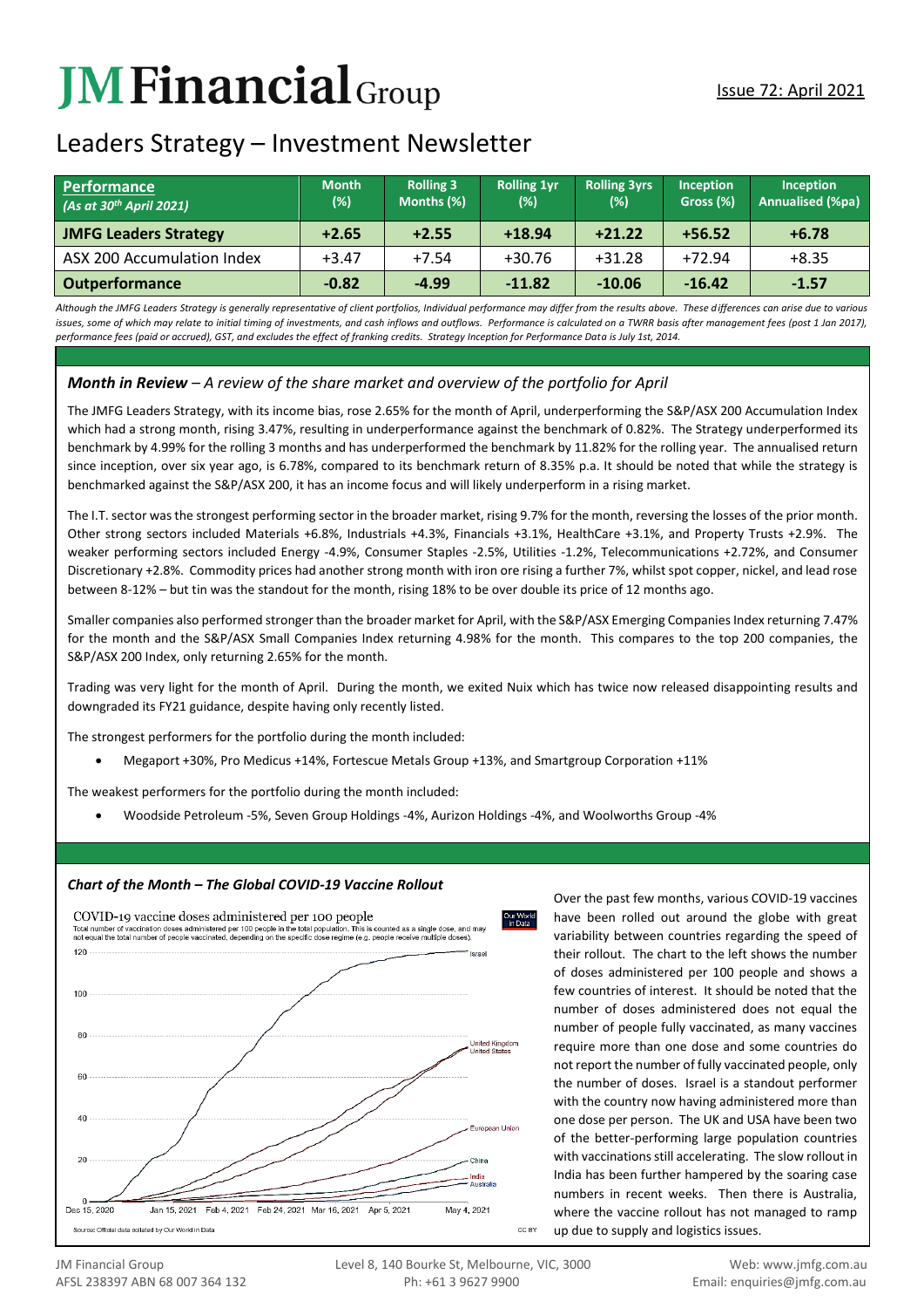# JM Financial Group

Issue 72: April 2021

## Leaders Strategy – Investment Newsletter

| **Performance** *(As at 30th April 2021)* | Month (%) | Rolling 3 Months (%) | Rolling 1yr (%) | Rolling 3yrs (%) | Inception Gross (%) | Inception Annualised (%pa) |
|---|---|---|---|---|---|---|
| **JMFG Leaders Strategy** | **+2.65** | **+2.55** | **+18.94** | **+21.22** | **+56.52** | **+6.78** |
| ASX 200 Accumulation Index | +3.47 | +7.54 | +30.76 | +31.28 | +72.94 | +8.35 |
| **Outperformance** | **-0.82** | **-4.99** | **-11.82** | **-10.06** | **-16.42** | **-1.57** |

*Although the JMFG Leaders Strategy is generally representative of client portfolios, Individual performance may differ from the results above. These differences can arise due to various issues, some of which may relate to initial timing of investments, and cash inflows and outflows. Performance is calculated on a TWRR basis after management fees (post 1 Jan 2017), performance fees (paid or accrued), GST, and excludes the effect of franking credits. Strategy Inception for Performance Data is July 1st, 2014.*

### *Month in Review – A review of the share market and overview of the portfolio for April*

The JMFG Leaders Strategy, with its income bias, rose 2.65% for the month of April, underperforming the S&P/ASX 200 Accumulation Index which had a strong month, rising 3.47%, resulting in underperformance against the benchmark of 0.82%. The Strategy underperformed its benchmark by 4.99% for the rolling 3 months and has underperformed the benchmark by 11.82% for the rolling year. The annualised return since inception, over six year ago, is 6.78%, compared to its benchmark return of 8.35% p.a. It should be noted that while the strategy is benchmarked against the S&P/ASX 200, it has an income focus and will likely underperform in a rising market.

The I.T. sector was the strongest performing sector in the broader market, rising 9.7% for the month, reversing the losses of the prior month. Other strong sectors included Materials +6.8%, Industrials +4.3%, Financials +3.1%, HealthCare +3.1%, and Property Trusts +2.9%. The weaker performing sectors included Energy -4.9%, Consumer Staples -2.5%, Utilities -1.2%, Telecommunications +2.72%, and Consumer Discretionary +2.8%. Commodity prices had another strong month with iron ore rising a further 7%, whilst spot copper, nickel, and lead rose between 8-12% – but tin was the standout for the month, rising 18% to be over double its price of 12 months ago.

Smaller companies also performed stronger than the broader market for April, with the S&P/ASX Emerging Companies Index returning 7.47% for the month and the S&P/ASX Small Companies Index returning 4.98% for the month. This compares to the top 200 companies, the S&P/ASX 200 Index, only returning 2.65% for the month.

Trading was very light for the month of April. During the month, we exited Nuix which has twice now released disappointing results and downgraded its FY21 guidance, despite having only recently listed.

The strongest performers for the portfolio during the month included:

- Megaport +30%, Pro Medicus +14%, Fortescue Metals Group +13%, and Smartgroup Corporation +11%

The weakest performers for the portfolio during the month included:

- Woodside Petroleum -5%, Seven Group Holdings -4%, Aurizon Holdings -4%, and Woolworths Group -4%

### *Chart of the Month – The Global COVID-19 Vaccine Rollout*

Over the past few months, various COVID-19 vaccines have been rolled out around the globe with great variability between countries regarding the speed of their rollout. The chart to the left shows the number of doses administered per 100 people and shows a few countries of interest. It should be noted that the number of doses administered does not equal the number of people fully vaccinated, as many vaccines require more than one dose and some countries do not report the number of fully vaccinated people, only the number of doses. Israel is a standout performer with the country now having administered more than one dose per person. The UK and USA have been two of the better-performing large population countries with vaccinations still accelerating. The slow rollout in India has been further hampered by the soaring case numbers in recent weeks. Then there is Australia, where the vaccine rollout has not managed to ramp up due to supply and logistics issues.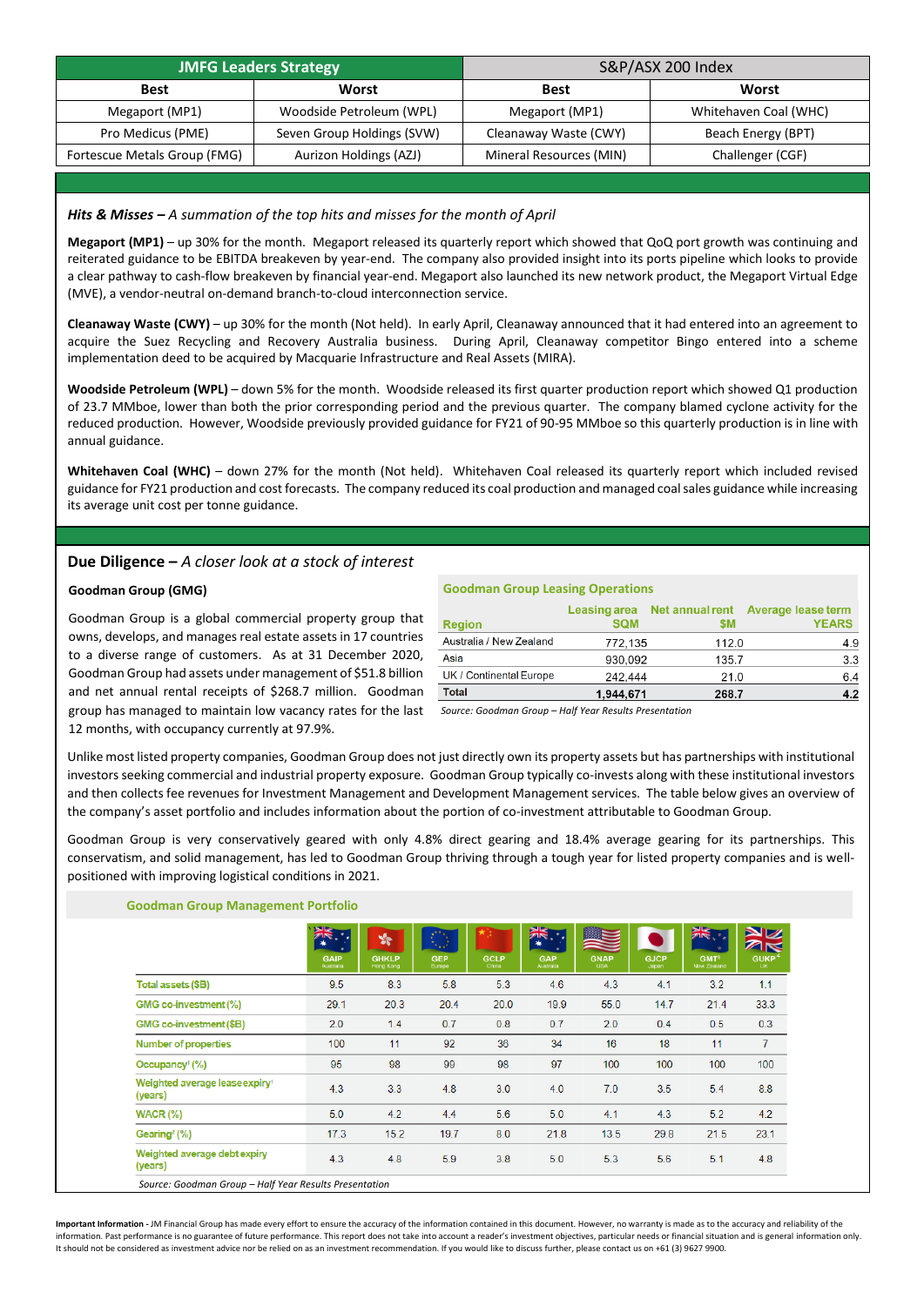| JMFG Leaders Strategy | | S&P/ASX 200 Index | |
|---|---|---|---|
| **Best** | **Worst** | **Best** | **Worst** |
| Megaport (MP1) | Woodside Petroleum (WPL) | Megaport (MP1) | Whitehaven Coal (WHC) |
| Pro Medicus (PME) | Seven Group Holdings (SVW) | Cleanaway Waste (CWY) | Beach Energy (BPT) |
| Fortescue Metals Group (FMG) | Aurizon Holdings (AZJ) | Mineral Resources (MIN) | Challenger (CGF) |

***Hits & Misses** – A summation of the top hits and misses for the month of April*

**Megaport (MP1)** – up 30% for the month. Megaport released its quarterly report which showed that QoQ port growth was continuing and reiterated guidance to be EBITDA breakeven by year-end. The company also provided insight into its ports pipeline which looks to provide a clear pathway to cash-flow breakeven by financial year-end. Megaport also launched its new network product, the Megaport Virtual Edge (MVE), a vendor-neutral on-demand branch-to-cloud interconnection service.

**Cleanaway Waste (CWY)** – up 30% for the month (Not held). In early April, Cleanaway announced that it had entered into an agreement to acquire the Suez Recycling and Recovery Australia business. During April, Cleanaway competitor Bingo entered into a scheme implementation deed to be acquired by Macquarie Infrastructure and Real Assets (MIRA).

**Woodside Petroleum (WPL)** – down 5% for the month. Woodside released its first quarter production report which showed Q1 production of 23.7 MMboe, lower than both the prior corresponding period and the previous quarter. The company blamed cyclone activity for the reduced production. However, Woodside previously provided guidance for FY21 of 90-95 MMboe so this quarterly production is in line with annual guidance.

**Whitehaven Coal (WHC)** – down 27% for the month (Not held). Whitehaven Coal released its quarterly report which included revised guidance for FY21 production and cost forecasts. The company reduced its coal production and managed coal sales guidance while increasing its average unit cost per tonne guidance.

## Due Diligence – *A closer look at a stock of interest*

### Goodman Group (GMG)

Goodman Group is a global commercial property group that owns, develops, and manages real estate assets in 17 countries to a diverse range of customers. As at 31 December 2020, Goodman Group had assets under management of $51.8 billion and net annual rental receipts of $268.7 million. Goodman group has managed to maintain low vacancy rates for the last 12 months, with occupancy currently at 97.9%.

**Goodman Group Leasing Operations**

| Region | Leasing area SQM | Net annual rent $M | Average lease term YEARS |
|---|---|---|---|
| Australia / New Zealand | 772,135 | 112.0 | 4.9 |
| Asia | 930,092 | 135.7 | 3.3 |
| UK / Continental Europe | 242,444 | 21.0 | 6.4 |
| **Total** | **1,944,671** | **268.7** | **4.2** |

*Source: Goodman Group – Half Year Results Presentation*

Unlike most listed property companies, Goodman Group does not just directly own its property assets but has partnerships with institutional investors seeking commercial and industrial property exposure. Goodman Group typically co-invests along with these institutional investors and then collects fee revenues for Investment Management and Development Management services. The table below gives an overview of the company's asset portfolio and includes information about the portion of co-investment attributable to Goodman Group.

Goodman Group is very conservatively geared with only 4.8% direct gearing and 18.4% average gearing for its partnerships. This conservatism, and solid management, has led to Goodman Group thriving through a tough year for listed property companies and is well-positioned with improving logistical conditions in 2021.

**Goodman Group Management Portfolio**

| | GAIP Australia | GHKLP Hong Kong | GEP Europe | GCLP China | GAP Australia | GNAP USA | GJCP Japan | GMT[3] New Zealand | GUKP[4] UK |
|---|---|---|---|---|---|---|---|---|---|
| Total assets ($B) | 9.5 | 8.3 | 5.8 | 5.3 | 4.6 | 4.3 | 4.1 | 3.2 | 1.1 |
| GMG co-investment (%) | 29.1 | 20.3 | 20.4 | 20.0 | 19.9 | 55.0 | 14.7 | 21.4 | 33.3 |
| GMG co-investment ($B) | 2.0 | 1.4 | 0.7 | 0.8 | 0.7 | 2.0 | 0.4 | 0.5 | 0.3 |
| Number of properties | 100 | 11 | 92 | 36 | 34 | 16 | 18 | 11 | 7 |
| Occupancy[1] (%) | 95 | 98 | 99 | 98 | 97 | 100 | 100 | 100 | 100 |
| Weighted average lease expiry[1] (years) | 4.3 | 3.3 | 4.8 | 3.0 | 4.0 | 7.0 | 3.5 | 5.4 | 8.8 |
| WACR (%) | 5.0 | 4.2 | 4.4 | 5.6 | 5.0 | 4.1 | 4.3 | 5.2 | 4.2 |
| Gearing[2] (%) | 17.3 | 15.2 | 19.7 | 8.0 | 21.8 | 13.5 | 29.8 | 21.5 | 23.1 |
| Weighted average debt expiry (years) | 4.3 | 4.8 | 5.9 | 3.8 | 5.0 | 5.3 | 5.6 | 5.1 | 4.8 |

*Source: Goodman Group – Half Year Results Presentation*

**Important Information -** JM Financial Group has made every effort to ensure the accuracy of the information contained in this document. However, no warranty is made as to the accuracy and reliability of the information. Past performance is no guarantee of future performance. This report does not take into account a reader's investment objectives, particular needs or financial situation and is general information only. It should not be considered as investment advice nor be relied on as an investment recommendation. If you would like to discuss further, please contact us on +61 (3) 9627 9900.